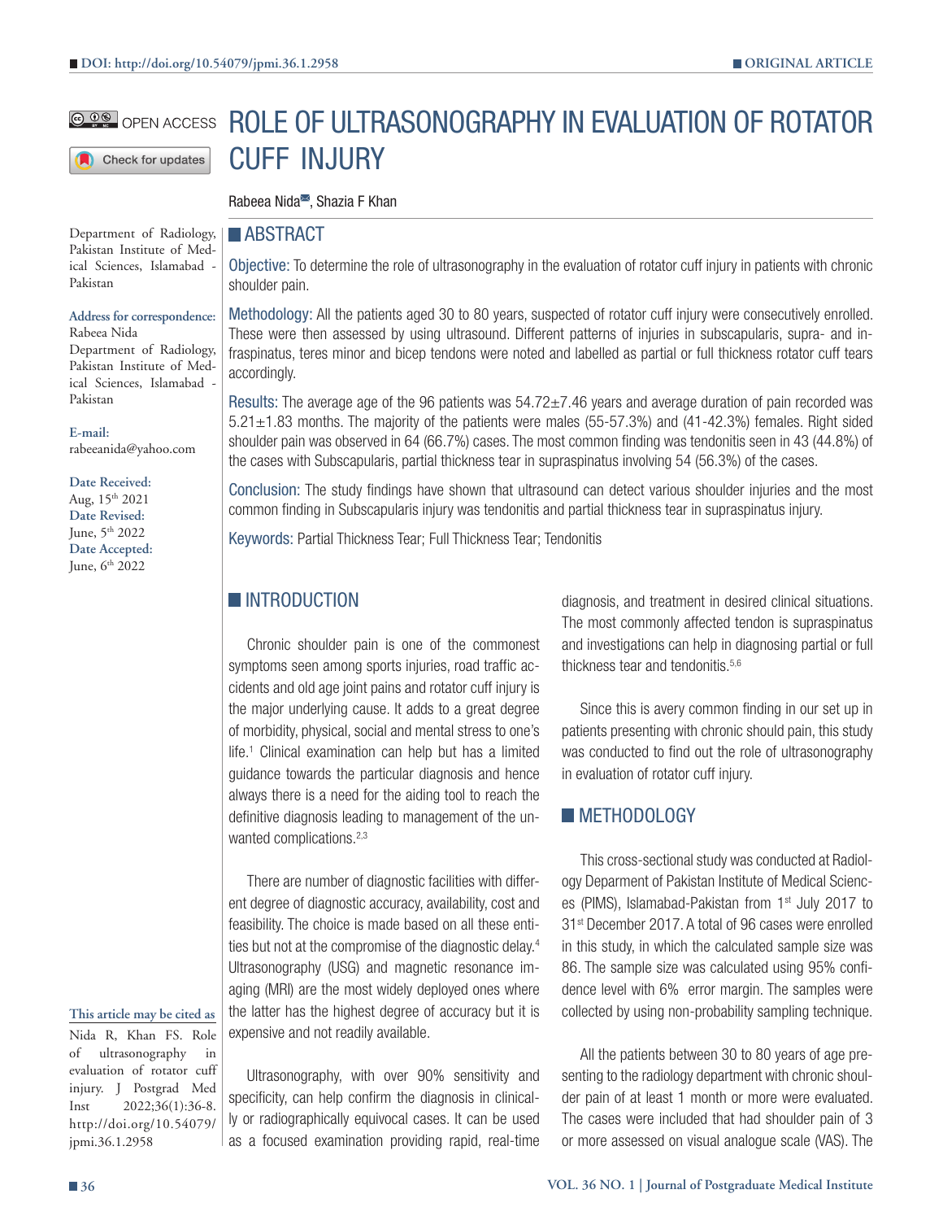# ROLE OF ULTRASONOGRAPHY IN EVALUATION OF ROTATOR CUFF INJURY

Rabeea Nida, Shazia F Khan

Department of Radiology, Pakistan Institute of Medical Sciences, Islamabad - Pakistan

**Address for correspondence:**
Rabeea Nida
Department of Radiology, Pakistan Institute of Medical Sciences, Islamabad - Pakistan

**E-mail:**
rabeeanida@yahoo.com

**Date Received:**
Aug, 15th 2021
**Date Revised:**
June, 5th 2022
**Date Accepted:**
June, 6th 2022

**This article may be cited as**
Nida R, Khan FS. Role of ultrasonography in evaluation of rotator cuff injury. J Postgrad Med Inst 2022;36(1):36-8. http://doi.org/10.54079/jpmi.36.1.2958

## ABSTRACT

**Objective:** To determine the role of ultrasonography in the evaluation of rotator cuff injury in patients with chronic shoulder pain.

**Methodology:** All the patients aged 30 to 80 years, suspected of rotator cuff injury were consecutively enrolled. These were then assessed by using ultrasound. Different patterns of injuries in subscapularis, supra- and infraspinatus, teres minor and bicep tendons were noted and labelled as partial or full thickness rotator cuff tears accordingly.

**Results:** The average age of the 96 patients was 54.72±7.46 years and average duration of pain recorded was 5.21±1.83 months. The majority of the patients were males (55-57.3%) and (41-42.3%) females. Right sided shoulder pain was observed in 64 (66.7%) cases. The most common finding was tendonitis seen in 43 (44.8%) of the cases with Subscapularis, partial thickness tear in supraspinatus involving 54 (56.3%) of the cases.

**Conclusion:** The study findings have shown that ultrasound can detect various shoulder injuries and the most common finding in Subscapularis injury was tendonitis and partial thickness tear in supraspinatus injury.

**Keywords:** Partial Thickness Tear; Full Thickness Tear; Tendonitis

## INTRODUCTION

Chronic shoulder pain is one of the commonest symptoms seen among sports injuries, road traffic accidents and old age joint pains and rotator cuff injury is the major underlying cause. It adds to a great degree of morbidity, physical, social and mental stress to one's life.[1] Clinical examination can help but has a limited guidance towards the particular diagnosis and hence always there is a need for the aiding tool to reach the definitive diagnosis leading to management of the unwanted complications.[2,3]

There are number of diagnostic facilities with different degree of diagnostic accuracy, availability, cost and feasibility. The choice is made based on all these entities but not at the compromise of the diagnostic delay.[4] Ultrasonography (USG) and magnetic resonance imaging (MRI) are the most widely deployed ones where the latter has the highest degree of accuracy but it is expensive and not readily available.

Ultrasonography, with over 90% sensitivity and specificity, can help confirm the diagnosis in clinically or radiographically equivocal cases. It can be used as a focused examination providing rapid, real-time diagnosis, and treatment in desired clinical situations. The most commonly affected tendon is supraspinatus and investigations can help in diagnosing partial or full thickness tear and tendonitis.[5,6]

Since this is avery common finding in our set up in patients presenting with chronic should pain, this study was conducted to find out the role of ultrasonography in evaluation of rotator cuff injury.

## METHODOLOGY

This cross-sectional study was conducted at Radiology Departmentof Pakistan Institute of Medical Sciences (PIMS), Islamabad-Pakistan from 1st July 2017 to 31st December 2017. A total of 96 cases were enrolled in this study, in which the calculated sample size was 86. The sample size was calculated using 95% confidence level with 6% error margin. The samples were collected by using non-probability sampling technique.

All the patients between 30 to 80 years of age presenting to the radiology department with chronic shoulder pain of at least 1 month or more were evaluated. The cases were included that had shoulder pain of 3 or more assessed on visual analogue scale (VAS). The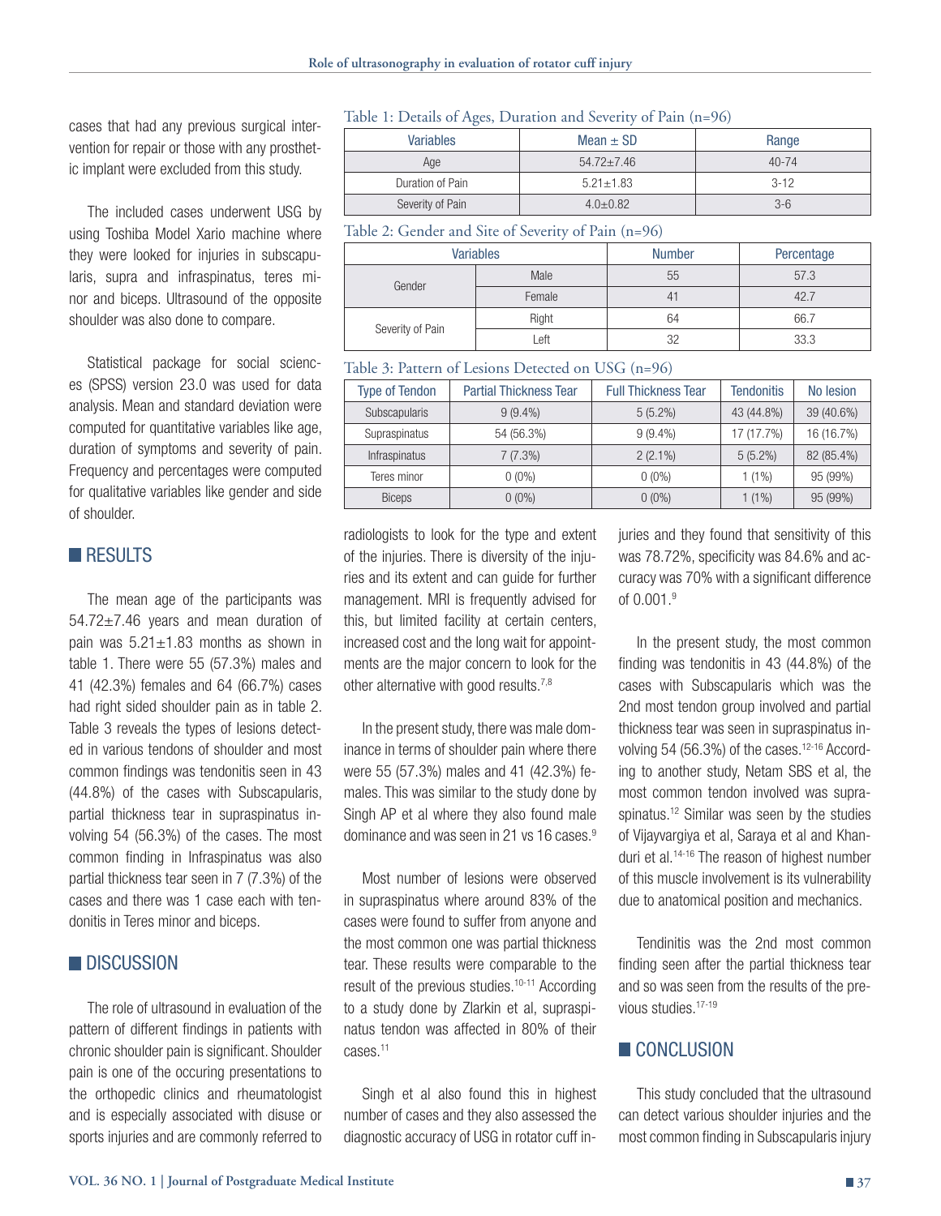cases that had any previous surgical intervention for repair or those with any prosthetic implant were excluded from this study.

The included cases underwent USG by using Toshiba Model Xario machine where they were looked for injuries in subscapularis, supra and infraspinatus, teres minor and biceps. Ultrasound of the opposite shoulder was also done to compare.

Statistical package for social sciences (SPSS) version 23.0 was used for data analysis. Mean and standard deviation were computed for quantitative variables like age, duration of symptoms and severity of pain. Frequency and percentages were computed for qualitative variables like gender and side of shoulder.

Table 1: Details of Ages, Duration and Severity of Pain (n=96)

| Variables | Mean ± SD | Range |
| --- | --- | --- |
| Age | 54.72±7.46 | 40-74 |
| Duration of Pain | 5.21±1.83 | 3-12 |
| Severity of Pain | 4.0±0.82 | 3-6 |

Table 2: Gender and Site of Severity of Pain (n=96)

| Variables | | Number | Percentage |
| --- | --- | --- | --- |
| Gender | Male | 55 | 57.3 |
| | Female | 41 | 42.7 |
| Severity of Pain | Right | 64 | 66.7 |
| | Left | 32 | 33.3 |

Table 3: Pattern of Lesions Detected on USG (n=96)

| Type of Tendon | Partial Thickness Tear | Full Thickness Tear | Tendonitis | No lesion |
| --- | --- | --- | --- | --- |
| Subscapularis | 9 (9.4%) | 5 (5.2%) | 43 (44.8%) | 39 (40.6%) |
| Supraspinatus | 54 (56.3%) | 9 (9.4%) | 17 (17.7%) | 16 (16.7%) |
| Infraspinatus | 7 (7.3%) | 2 (2.1%) | 5 (5.2%) | 82 (85.4%) |
| Teres minor | 0 (0%) | 0 (0%) | 1 (1%) | 95 (99%) |
| Biceps | 0 (0%) | 0 (0%) | 1 (1%) | 95 (99%) |

## RESULTS

The mean age of the participants was 54.72±7.46 years and mean duration of pain was 5.21±1.83 months as shown in table 1. There were 55 (57.3%) males and 41 (42.3%) females and 64 (66.7%) cases had right sided shoulder pain as in table 2. Table 3 reveals the types of lesions detected in various tendons of shoulder and most common findings was tendonitis seen in 43 (44.8%) of the cases with Subscapularis, partial thickness tear in supraspinatus involving 54 (56.3%) of the cases. The most common finding in Infraspinatus was also partial thickness tear seen in 7 (7.3%) of the cases and there was 1 case each with tendonitis in Teres minor and biceps.

## DISCUSSION

The role of ultrasound in evaluation of the pattern of different findings in patients with chronic shoulder pain is significant. Shoulder pain is one of the occuring presentations to the orthopedic clinics and rheumatologist and is especially associated with disuse or sports injuries and are commonly referred to radiologists to look for the type and extent of the injuries. There is diversity of the injuries and its extent and can guide for further management. MRI is frequently advised for this, but limited facility at certain centers, increased cost and the long wait for appointments are the major concern to look for the other alternative with good results.[7,8]

In the present study, there was male dominance in terms of shoulder pain where there were 55 (57.3%) males and 41 (42.3%) females. This was similar to the study done by Singh AP et al where they also found male dominance and was seen in 21 vs 16 cases.[9]

Most number of lesions were observed in supraspinatus where around 83% of the cases were found to suffer from anyone and the most common one was partial thickness tear. These results were comparable to the result of the previous studies.[10-11] According to a study done by Zlarkin et al, supraspinatus tendon was affected in 80% of their cases.[11]

Singh et al also found this in highest number of cases and they also assessed the diagnostic accuracy of USG in rotator cuff injuries and they found that sensitivity of this was 78.72%, specificity was 84.6% and accuracy was 70% with a significant difference of 0.001.[9]

In the present study, the most common finding was tendonitis in 43 (44.8%) of the cases with Subscapularis which was the 2nd most tendon group involved and partial thickness tear was seen in supraspinatus involving 54 (56.3%) of the cases.[12-16] According to another study, Netam SBS et al, the most common tendon involved was supraspinatus.[12] Similar was seen by the studies of Vijayvargiya et al, Saraya et al and Khanduri et al.[14-16] The reason of highest number of this muscle involvement is its vulnerability due to anatomical position and mechanics.

Tendinitis was the 2nd most common finding seen after the partial thickness tear and so was seen from the results of the previous studies.[17-19]

## CONCLUSION

This study concluded that the ultrasound can detect various shoulder injuries and the most common finding in Subscapularis injury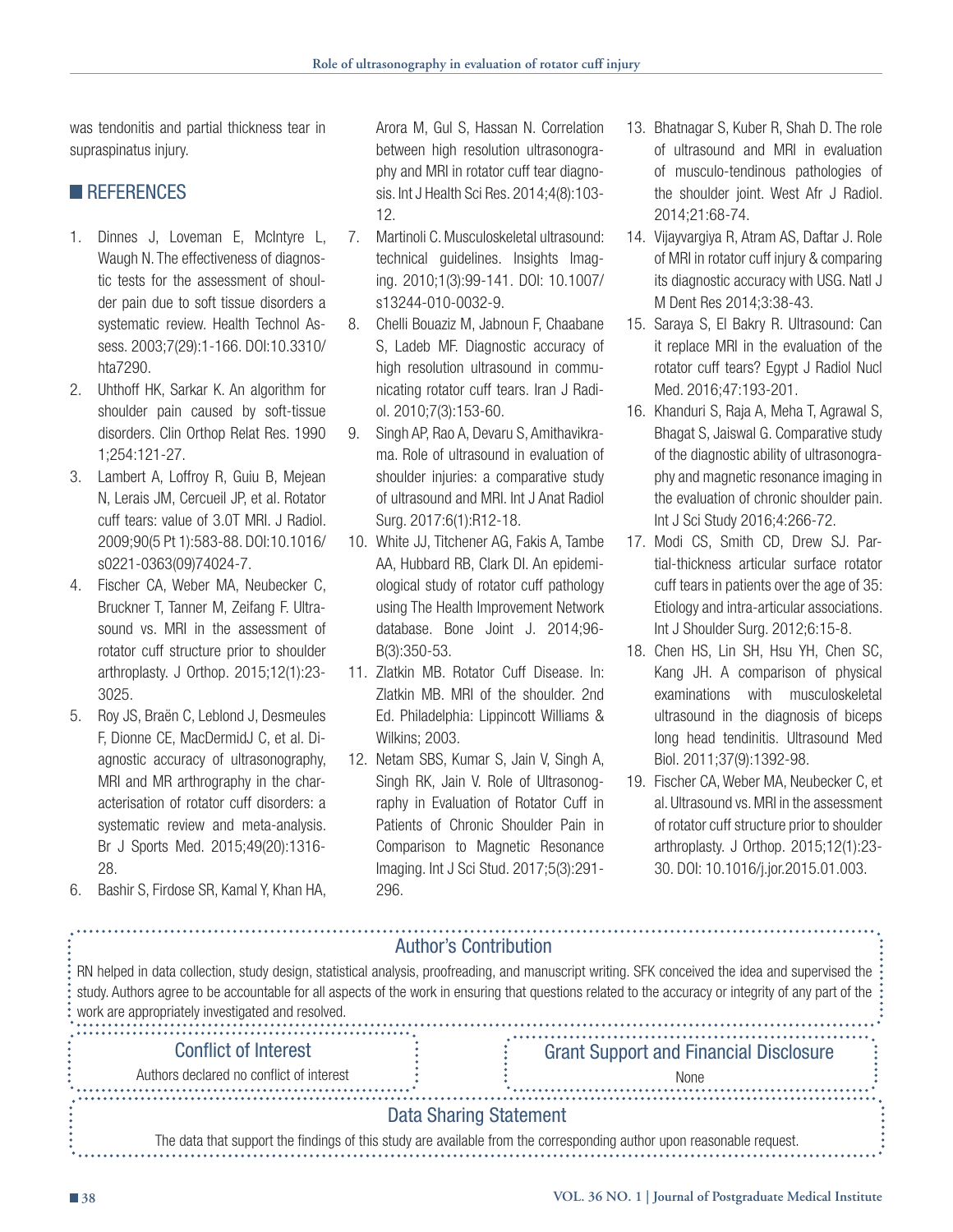was tendonitis and partial thickness tear in supraspinatus injury.

## REFERENCES

1. Dinnes J, Loveman E, McIntyre L, Waugh N. The effectiveness of diagnostic tests for the assessment of shoulder pain due to soft tissue disorders a systematic review. Health Technol Assess. 2003;7(29):1-166. DOI:10.3310/hta7290.
2. Uhthoff HK, Sarkar K. An algorithm for shoulder pain caused by soft-tissue disorders. Clin Orthop Relat Res. 1990 1;254:121-27.
3. Lambert A, Loffroy R, Guiu B, Mejean N, Lerais JM, Cercueil JP, et al. Rotator cuff tears: value of 3.0T MRI. J Radiol. 2009;90(5 Pt 1):583-88. DOI:10.1016/s0221-0363(09)74024-7.
4. Fischer CA, Weber MA, Neubecker C, Bruckner T, Tanner M, Zeifang F. Ultrasound vs. MRI in the assessment of rotator cuff structure prior to shoulder arthroplasty. J Orthop. 2015;12(1):23-3025.
5. Roy JS, Braën C, Leblond J, Desmeules F, Dionne CE, MacDermidJ C, et al. Diagnostic accuracy of ultrasonography, MRI and MR arthrography in the characterisation of rotator cuff disorders: a systematic review and meta-analysis. Br J Sports Med. 2015;49(20):1316-28.
6. Bashir S, Firdose SR, Kamal Y, Khan HA, Arora M, Gul S, Hassan N. Correlation between high resolution ultrasonography and MRI in rotator cuff tear diagnosis. Int J Health Sci Res. 2014;4(8):103-12.
7. Martinoli C. Musculoskeletal ultrasound: technical guidelines. Insights Imaging. 2010;1(3):99-141. DOI: 10.1007/s13244-010-0032-9.
8. Chelli Bouaziz M, Jabnoun F, Chaabane S, Ladeb MF. Diagnostic accuracy of high resolution ultrasound in communicating rotator cuff tears. Iran J Radiol. 2010;7(3):153-60.
9. Singh AP, Rao A, Devaru S, Amithavikrama. Role of ultrasound in evaluation of shoulder injuries: a comparative study of ultrasound and MRI. Int J Anat Radiol Surg. 2017:6(1):R12-18.
10. White JJ, Titchener AG, Fakis A, Tambe AA, Hubbard RB, Clark DI. An epidemiological study of rotator cuff pathology using The Health Improvement Network database. Bone Joint J. 2014;96-B(3):350-53.
11. Zlatkin MB. Rotator Cuff Disease. In: Zlatkin MB. MRI of the shoulder. 2nd Ed. Philadelphia: Lippincott Williams & Wilkins; 2003.
12. Netam SBS, Kumar S, Jain V, Singh A, Singh RK, Jain V. Role of Ultrasonography in Evaluation of Rotator Cuff in Patients of Chronic Shoulder Pain in Comparison to Magnetic Resonance Imaging. Int J Sci Stud. 2017;5(3):291-296.
13. Bhatnagar S, Kuber R, Shah D. The role of ultrasound and MRI in evaluation of musculo-tendinous pathologies of the shoulder joint. West Afr J Radiol. 2014;21:68-74.
14. Vijayvargiya R, Atram AS, Daftar J. Role of MRI in rotator cuff injury & comparing its diagnostic accuracy with USG. Natl J M Dent Res 2014;3:38-43.
15. Saraya S, El Bakry R. Ultrasound: Can it replace MRI in the evaluation of the rotator cuff tears? Egypt J Radiol Nucl Med. 2016;47:193-201.
16. Khanduri S, Raja A, Meha T, Agrawal S, Bhagat S, Jaiswal G. Comparative study of the diagnostic ability of ultrasonography and magnetic resonance imaging in the evaluation of chronic shoulder pain. Int J Sci Study 2016;4:266-72.
17. Modi CS, Smith CD, Drew SJ. Partial-thickness articular surface rotator cuff tears in patients over the age of 35: Etiology and intra-articular associations. Int J Shoulder Surg. 2012;6:15-8.
18. Chen HS, Lin SH, Hsu YH, Chen SC, Kang JH. A comparison of physical examinations with musculoskeletal ultrasound in the diagnosis of biceps long head tendinitis. Ultrasound Med Biol. 2011;37(9):1392-98.
19. Fischer CA, Weber MA, Neubecker C, et al. Ultrasound vs. MRI in the assessment of rotator cuff structure prior to shoulder arthroplasty. J Orthop. 2015;12(1):23-30. DOI: 10.1016/j.jor.2015.01.003.

## Author's Contribution

RN helped in data collection, study design, statistical analysis, proofreading, and manuscript writing. SFK conceived the idea and supervised the study. Authors agree to be accountable for all aspects of the work in ensuring that questions related to the accuracy or integrity of any part of the work are appropriately investigated and resolved.

## Conflict of Interest

Authors declared no conflict of interest

## Grant Support and Financial Disclosure

None

## Data Sharing Statement

The data that support the findings of this study are available from the corresponding author upon reasonable request.